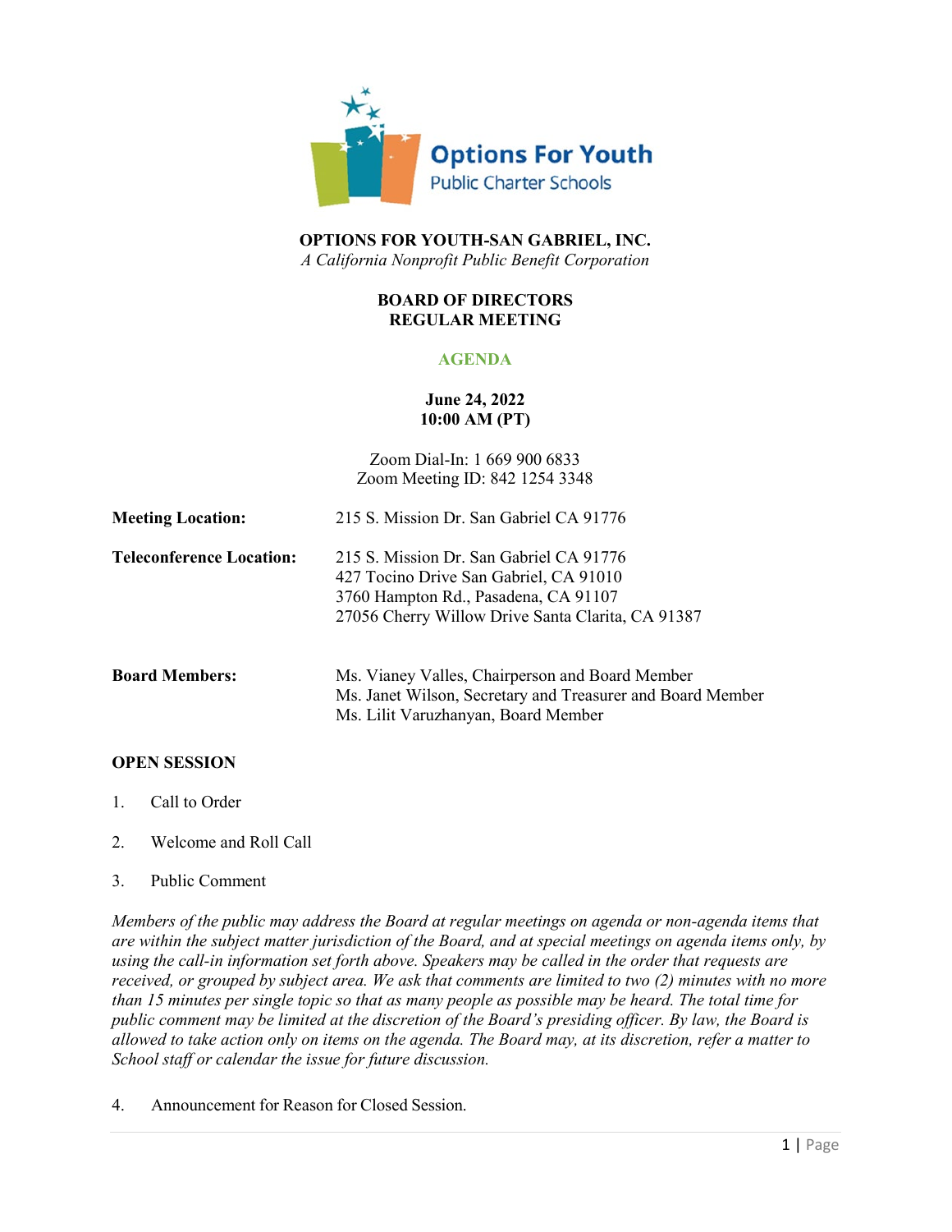Options For Youth
Public Charter Schools

# OPTIONS FOR YOUTH-SAN GABRIEL, INC.

*A California Nonprofit Public Benefit Corporation*

## BOARD OF DIRECTORS
## REGULAR MEETING

## AGENDA

**June 24, 2022**
**10:00 AM (PT)**

Zoom Dial-In: 1 669 900 6833
Zoom Meeting ID: 842 1254 3348

**Meeting Location:** 215 S. Mission Dr. San Gabriel CA 91776

**Teleconference Location:**
215 S. Mission Dr. San Gabriel CA 91776
427 Tocino Drive San Gabriel, CA 91010
3760 Hampton Rd., Pasadena, CA 91107
27056 Cherry Willow Drive Santa Clarita, CA 91387

**Board Members:**
Ms. Vianey Valles, Chairperson and Board Member
Ms. Janet Wilson, Secretary and Treasurer and Board Member
Ms. Lilit Varuzhanyan, Board Member

**OPEN SESSION**

1. Call to Order
2. Welcome and Roll Call
3. Public Comment

*Members of the public may address the Board at regular meetings on agenda or non-agenda items that are within the subject matter jurisdiction of the Board, and at special meetings on agenda items only, by using the call-in information set forth above. Speakers may be called in the order that requests are received, or grouped by subject area. We ask that comments are limited to two (2) minutes with no more than 15 minutes per single topic so that as many people as possible may be heard. The total time for public comment may be limited at the discretion of the Board's presiding officer. By law, the Board is allowed to take action only on items on the agenda. The Board may, at its discretion, refer a matter to School staff or calendar the issue for future discussion.*

4. Announcement for Reason for Closed Session.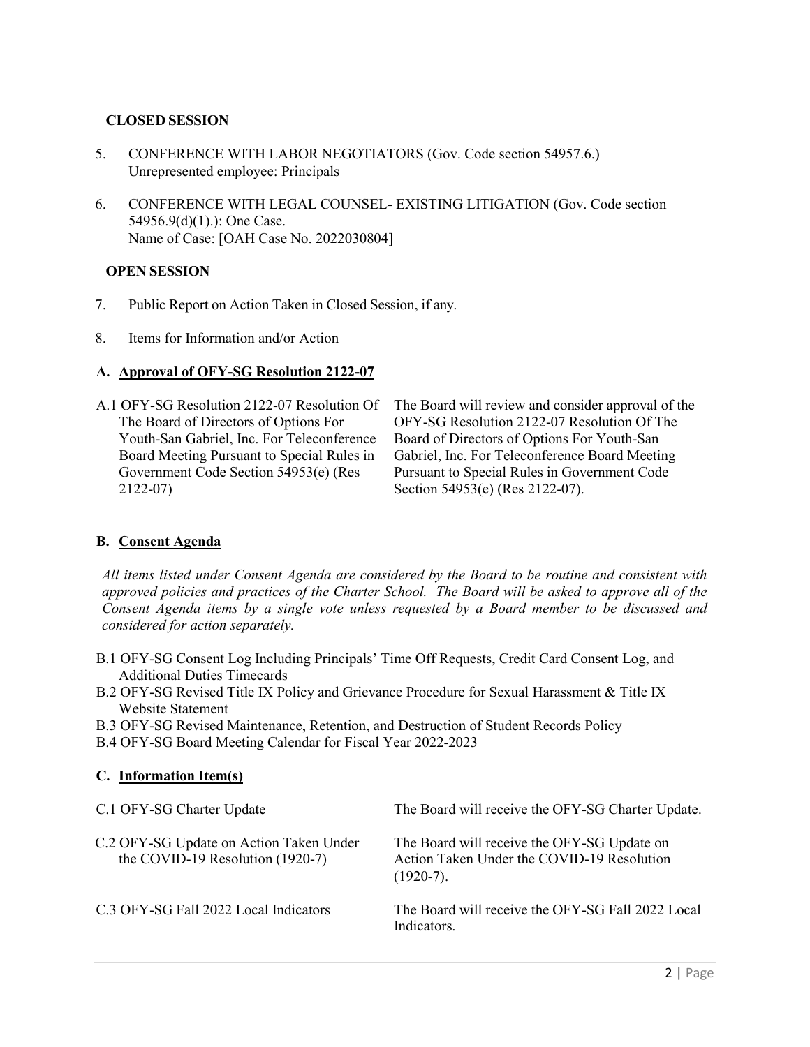**CLOSED SESSION**

5. CONFERENCE WITH LABOR NEGOTIATORS (Gov. Code section 54957.6.)
   Unrepresented employee: Principals

6. CONFERENCE WITH LEGAL COUNSEL- EXISTING LITIGATION (Gov. Code section 54956.9(d)(1).): One Case.
   Name of Case: [OAH Case No. 2022030804]

**OPEN SESSION**

7. Public Report on Action Taken in Closed Session, if any.

8. Items for Information and/or Action

**A. Approval of OFY-SG Resolution 2122-07**

| | |
|---|---|
| A.1 OFY-SG Resolution 2122-07 Resolution Of The Board of Directors of Options For Youth-San Gabriel, Inc. For Teleconference Board Meeting Pursuant to Special Rules in Government Code Section 54953(e) (Res 2122-07) | The Board will review and consider approval of the OFY-SG Resolution 2122-07 Resolution Of The Board of Directors of Options For Youth-San Gabriel, Inc. For Teleconference Board Meeting Pursuant to Special Rules in Government Code Section 54953(e) (Res 2122-07). |

**B. Consent Agenda**

*All items listed under Consent Agenda are considered by the Board to be routine and consistent with approved policies and practices of the Charter School. The Board will be asked to approve all of the Consent Agenda items by a single vote unless requested by a Board member to be discussed and considered for action separately.*

B.1 OFY-SG Consent Log Including Principals' Time Off Requests, Credit Card Consent Log, and Additional Duties Timecards
B.2 OFY-SG Revised Title IX Policy and Grievance Procedure for Sexual Harassment & Title IX Website Statement
B.3 OFY-SG Revised Maintenance, Retention, and Destruction of Student Records Policy
B.4 OFY-SG Board Meeting Calendar for Fiscal Year 2022-2023

**C. Information Item(s)**

| | |
|---|---|
| C.1 OFY-SG Charter Update | The Board will receive the OFY-SG Charter Update. |
| C.2 OFY-SG Update on Action Taken Under the COVID-19 Resolution (1920-7) | The Board will receive the OFY-SG Update on Action Taken Under the COVID-19 Resolution (1920-7). |
| C.3 OFY-SG Fall 2022 Local Indicators | The Board will receive the OFY-SG Fall 2022 Local Indicators. |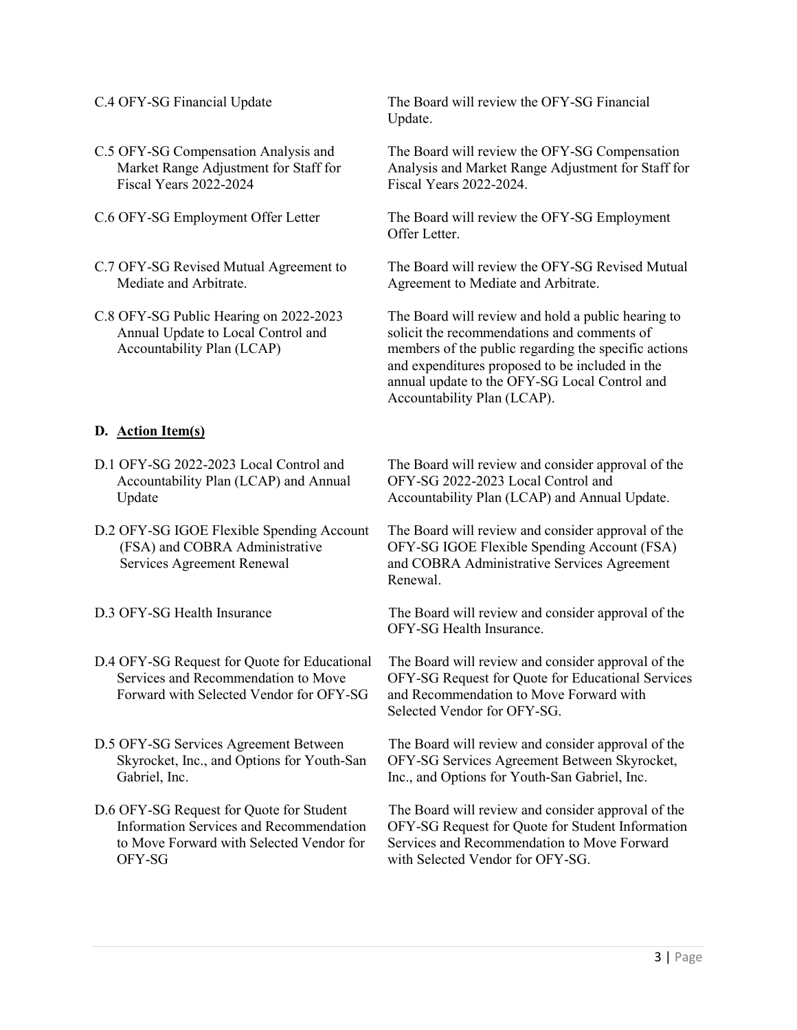| | |
|---|---|
| C.4 OFY-SG Financial Update | The Board will review the OFY-SG Financial Update. |
| C.5 OFY-SG Compensation Analysis and Market Range Adjustment for Staff for Fiscal Years 2022-2024 | The Board will review the OFY-SG Compensation Analysis and Market Range Adjustment for Staff for Fiscal Years 2022-2024. |
| C.6 OFY-SG Employment Offer Letter | The Board will review the OFY-SG Employment Offer Letter. |
| C.7 OFY-SG Revised Mutual Agreement to Mediate and Arbitrate. | The Board will review the OFY-SG Revised Mutual Agreement to Mediate and Arbitrate. |
| C.8 OFY-SG Public Hearing on 2022-2023 Annual Update to Local Control and Accountability Plan (LCAP) | The Board will review and hold a public hearing to solicit the recommendations and comments of members of the public regarding the specific actions and expenditures proposed to be included in the annual update to the OFY-SG Local Control and Accountability Plan (LCAP). |

**D. Action Item(s)**

| | |
|---|---|
| D.1 OFY-SG 2022-2023 Local Control and Accountability Plan (LCAP) and Annual Update | The Board will review and consider approval of the OFY-SG 2022-2023 Local Control and Accountability Plan (LCAP) and Annual Update. |
| D.2 OFY-SG IGOE Flexible Spending Account (FSA) and COBRA Administrative Services Agreement Renewal | The Board will review and consider approval of the OFY-SG IGOE Flexible Spending Account (FSA) and COBRA Administrative Services Agreement Renewal. |
| D.3 OFY-SG Health Insurance | The Board will review and consider approval of the OFY-SG Health Insurance. |
| D.4 OFY-SG Request for Quote for Educational Services and Recommendation to Move Forward with Selected Vendor for OFY-SG | The Board will review and consider approval of the OFY-SG Request for Quote for Educational Services and Recommendation to Move Forward with Selected Vendor for OFY-SG. |
| D.5 OFY-SG Services Agreement Between Skyrocket, Inc., and Options for Youth-San Gabriel, Inc. | The Board will review and consider approval of the OFY-SG Services Agreement Between Skyrocket, Inc., and Options for Youth-San Gabriel, Inc. |
| D.6 OFY-SG Request for Quote for Student Information Services and Recommendation to Move Forward with Selected Vendor for OFY-SG | The Board will review and consider approval of the OFY-SG Request for Quote for Student Information Services and Recommendation to Move Forward with Selected Vendor for OFY-SG. |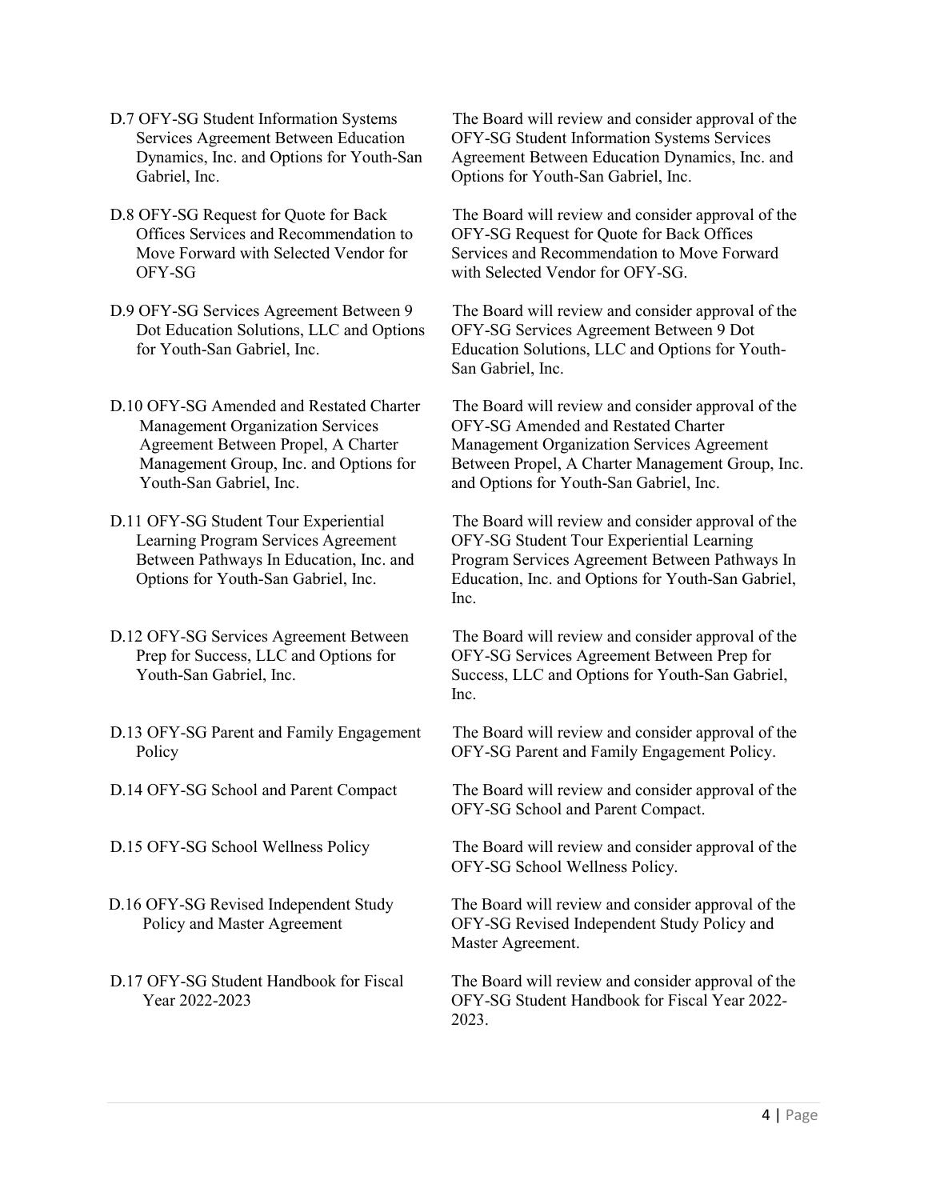| | |
|---|---|
| D.7 OFY-SG Student Information Systems Services Agreement Between Education Dynamics, Inc. and Options for Youth-San Gabriel, Inc. | The Board will review and consider approval of the OFY-SG Student Information Systems Services Agreement Between Education Dynamics, Inc. and Options for Youth-San Gabriel, Inc. |
| D.8 OFY-SG Request for Quote for Back Offices Services and Recommendation to Move Forward with Selected Vendor for OFY-SG | The Board will review and consider approval of the OFY-SG Request for Quote for Back Offices Services and Recommendation to Move Forward with Selected Vendor for OFY-SG. |
| D.9 OFY-SG Services Agreement Between 9 Dot Education Solutions, LLC and Options for Youth-San Gabriel, Inc. | The Board will review and consider approval of the OFY-SG Services Agreement Between 9 Dot Education Solutions, LLC and Options for Youth-San Gabriel, Inc. |
| D.10 OFY-SG Amended and Restated Charter Management Organization Services Agreement Between Propel, A Charter Management Group, Inc. and Options for Youth-San Gabriel, Inc. | The Board will review and consider approval of the OFY-SG Amended and Restated Charter Management Organization Services Agreement Between Propel, A Charter Management Group, Inc. and Options for Youth-San Gabriel, Inc. |
| D.11 OFY-SG Student Tour Experiential Learning Program Services Agreement Between Pathways In Education, Inc. and Options for Youth-San Gabriel, Inc. | The Board will review and consider approval of the OFY-SG Student Tour Experiential Learning Program Services Agreement Between Pathways In Education, Inc. and Options for Youth-San Gabriel, Inc. |
| D.12 OFY-SG Services Agreement Between Prep for Success, LLC and Options for Youth-San Gabriel, Inc. | The Board will review and consider approval of the OFY-SG Services Agreement Between Prep for Success, LLC and Options for Youth-San Gabriel, Inc. |
| D.13 OFY-SG Parent and Family Engagement Policy | The Board will review and consider approval of the OFY-SG Parent and Family Engagement Policy. |
| D.14 OFY-SG School and Parent Compact | The Board will review and consider approval of the OFY-SG School and Parent Compact. |
| D.15 OFY-SG School Wellness Policy | The Board will review and consider approval of the OFY-SG School Wellness Policy. |
| D.16 OFY-SG Revised Independent Study Policy and Master Agreement | The Board will review and consider approval of the OFY-SG Revised Independent Study Policy and Master Agreement. |
| D.17 OFY-SG Student Handbook for Fiscal Year 2022-2023 | The Board will review and consider approval of the OFY-SG Student Handbook for Fiscal Year 2022-2023. |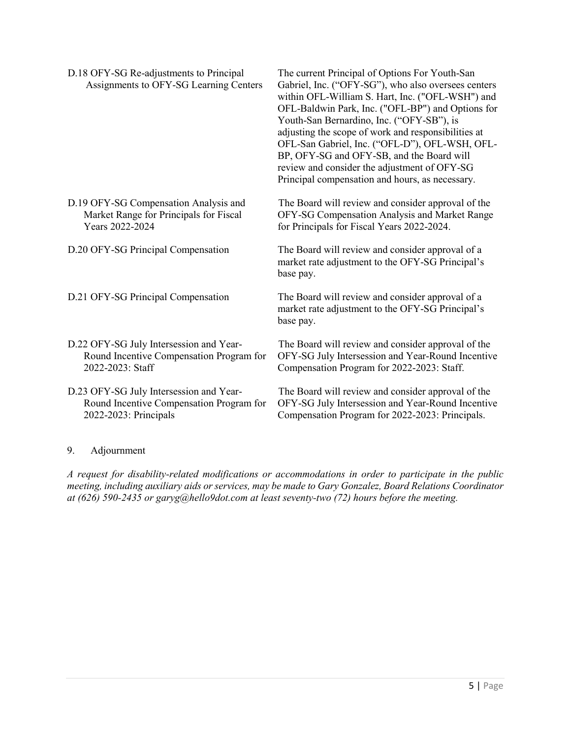| | |
|---|---|
| D.18 OFY-SG Re-adjustments to Principal Assignments to OFY-SG Learning Centers | The current Principal of Options For Youth-San Gabriel, Inc. ("OFY-SG"), who also oversees centers within OFL-William S. Hart, Inc. ("OFL-WSH") and OFL-Baldwin Park, Inc. ("OFL-BP") and Options for Youth-San Bernardino, Inc. ("OFY-SB"), is adjusting the scope of work and responsibilities at OFL-San Gabriel, Inc. ("OFL-D"), OFL-WSH, OFL-BP, OFY-SG and OFY-SB, and the Board will review and consider the adjustment of OFY-SG Principal compensation and hours, as necessary. |
| D.19 OFY-SG Compensation Analysis and Market Range for Principals for Fiscal Years 2022-2024 | The Board will review and consider approval of the OFY-SG Compensation Analysis and Market Range for Principals for Fiscal Years 2022-2024. |
| D.20 OFY-SG Principal Compensation | The Board will review and consider approval of a market rate adjustment to the OFY-SG Principal's base pay. |
| D.21 OFY-SG Principal Compensation | The Board will review and consider approval of a market rate adjustment to the OFY-SG Principal's base pay. |
| D.22 OFY-SG July Intersession and Year-Round Incentive Compensation Program for 2022-2023: Staff | The Board will review and consider approval of the OFY-SG July Intersession and Year-Round Incentive Compensation Program for 2022-2023: Staff. |
| D.23 OFY-SG July Intersession and Year-Round Incentive Compensation Program for 2022-2023: Principals | The Board will review and consider approval of the OFY-SG July Intersession and Year-Round Incentive Compensation Program for 2022-2023: Principals. |

9. Adjournment

*A request for disability-related modifications or accommodations in order to participate in the public meeting, including auxiliary aids or services, may be made to Gary Gonzalez, Board Relations Coordinator at (626) 590-2435 or garyg@hello9dot.com at least seventy-two (72) hours before the meeting.*